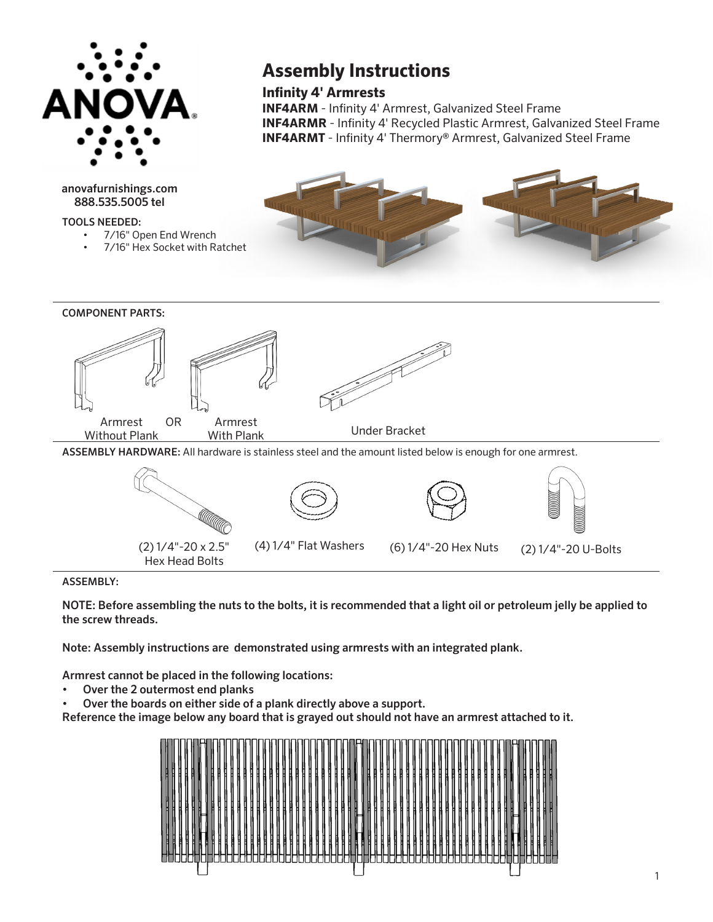ANOVA

# Assembly Instructions

## Infinity 4' Armrests

**INF4ARM** - Infinity 4' Armrest, Galvanized Steel Frame
**INF4ARMR** - Infinity 4' Recycled Plastic Armrest, Galvanized Steel Frame
**INF4ARMT** - Infinity 4' Thermory® Armrest, Galvanized Steel Frame

**anovafurnishings.com**
**888.535.5005 tel**

TOOLS NEEDED:

- 7/16" Open End Wrench
- 7/16" Hex Socket with Ratchet

COMPONENT PARTS:

Armrest Without Plank OR Armrest With Plank

Under Bracket

**ASSEMBLY HARDWARE:** All hardware is stainless steel and the amount listed below is enough for one armrest.

- (2) 1/4"-20 x 2.5" Hex Head Bolts
- (4) 1/4" Flat Washers
- (6) 1/4"-20 Hex Nuts
- (2) 1/4"-20 U-Bolts

ASSEMBLY:

**NOTE: Before assembling the nuts to the bolts, it is recommended that a light oil or petroleum jelly be applied to the screw threads.**

**Note: Assembly instructions are demonstrated using armrests with an integrated plank.**

**Armrest cannot be placed in the following locations:**

- **Over the 2 outermost end planks**
- **Over the boards on either side of a plank directly above a support.**

**Reference the image below any board that is grayed out should not have an armrest attached to it.**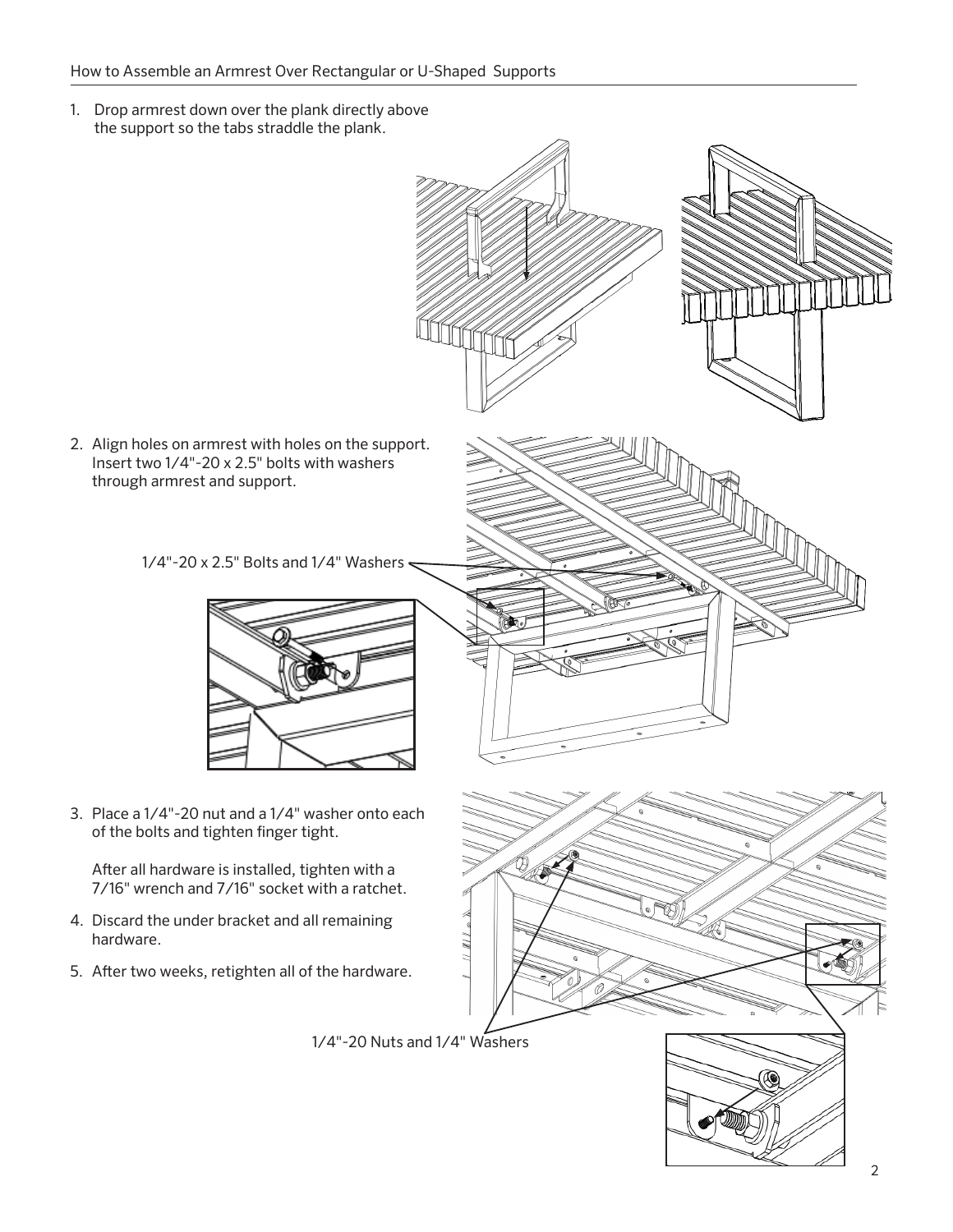## How to Assemble an Armrest Over Rectangular or U-Shaped Supports

1. Drop armrest down over the plank directly above the support so the tabs straddle the plank.

2. Align holes on armrest with holes on the support. Insert two 1/4"-20 x 2.5" bolts with washers through armrest and support.

   1/4"-20 x 2.5" Bolts and 1/4" Washers

3. Place a 1/4"-20 nut and a 1/4" washer onto each of the bolts and tighten finger tight.

   After all hardware is installed, tighten with a 7/16" wrench and 7/16" socket with a ratchet.

4. Discard the under bracket and all remaining hardware.

5. After two weeks, retighten all of the hardware.

1/4"-20 Nuts and 1/4" Washers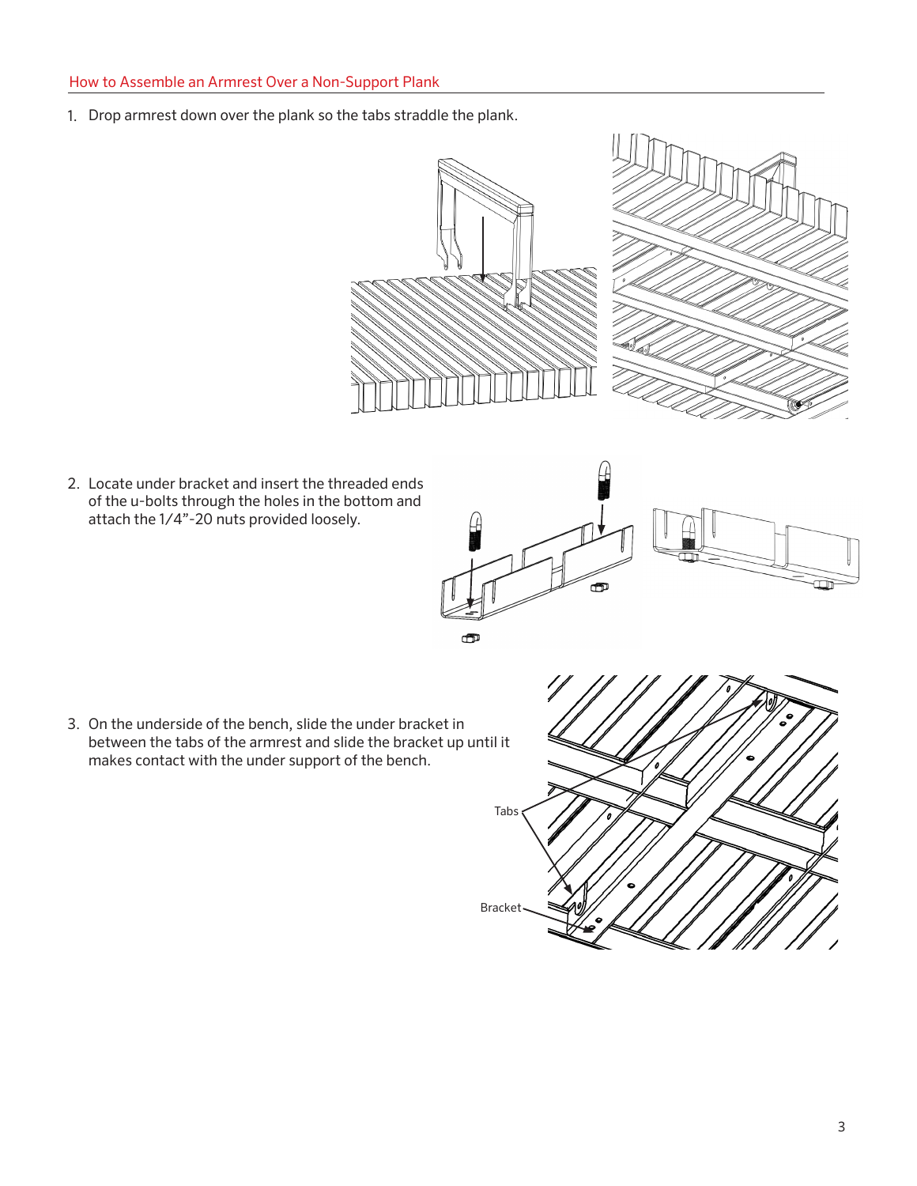## How to Assemble an Armrest Over a Non-Support Plank

1. Drop armrest down over the plank so the tabs straddle the plank.

2. Locate under bracket and insert the threaded ends of the u-bolts through the holes in the bottom and attach the 1/4”-20 nuts provided loosely.

3. On the underside of the bench, slide the under bracket in between the tabs of the armrest and slide the bracket up until it makes contact with the under support of the bench.

Tabs

Bracket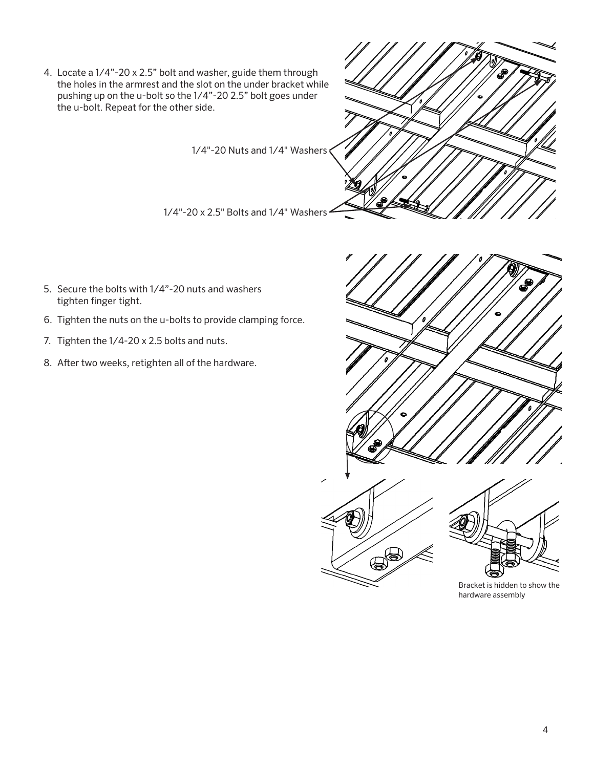4. Locate a 1/4”-20 x 2.5” bolt and washer, guide them through the holes in the armrest and the slot on the under bracket while pushing up on the u-bolt so the 1/4”-20 2.5” bolt goes under the u-bolt. Repeat for the other side.

1/4"-20 Nuts and 1/4" Washers

1/4"-20 x 2.5" Bolts and 1/4" Washers

5. Secure the bolts with 1/4”-20 nuts and washers tighten finger tight.
6. Tighten the nuts on the u-bolts to provide clamping force.
7. Tighten the 1/4-20 x 2.5 bolts and nuts.
8. After two weeks, retighten all of the hardware.

Bracket is hidden to show the hardware assembly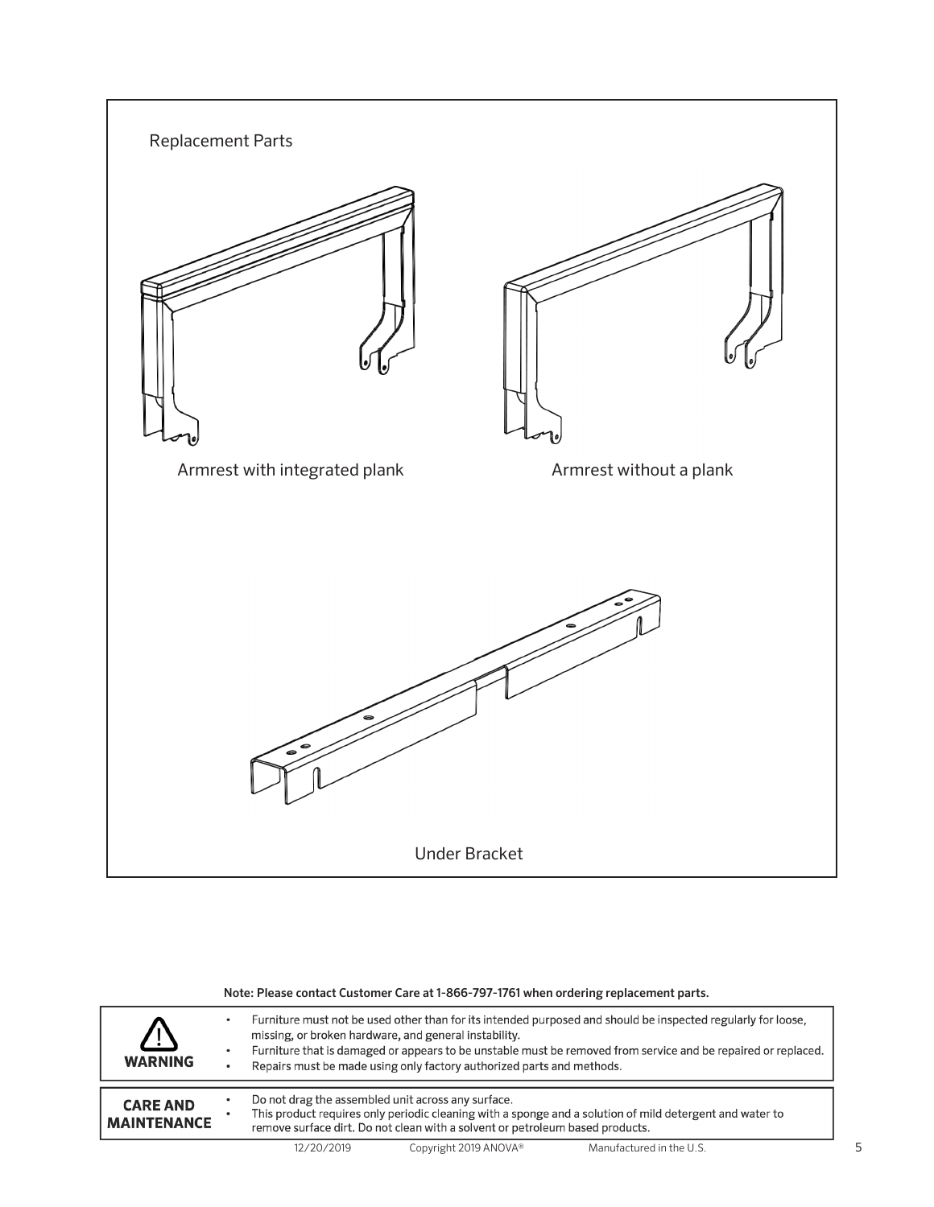## Replacement Parts

Armrest with integrated plank

Armrest without a plank

Under Bracket

**Note: Please contact Customer Care at 1-866-797-1761 when ordering replacement parts.**

| | |
|---|---|
| **WARNING** | • Furniture must not be used other than for its intended purposed and should be inspected regularly for loose, missing, or broken hardware, and general instability.<br>• Furniture that is damaged or appears to be unstable must be removed from service and be repaired or replaced.<br>• Repairs must be made using only factory authorized parts and methods. |
| **CARE AND MAINTENANCE** | • Do not drag the assembled unit across any surface.<br>• This product requires only periodic cleaning with a sponge and a solution of mild detergent and water to remove surface dirt. Do not clean with a solvent or petroleum based products. |

12/20/2019 Copyright 2019 ANOVA® Manufactured in the U.S.